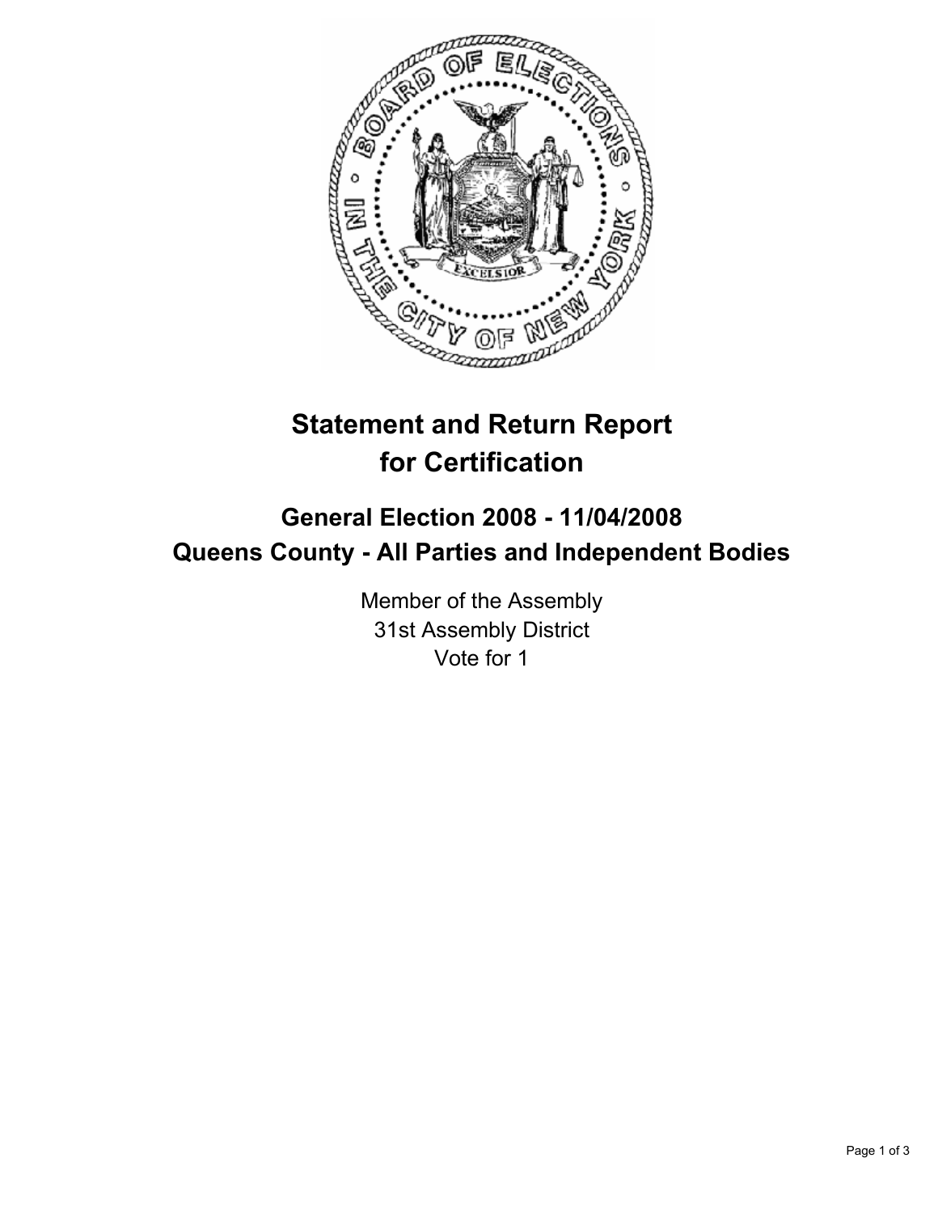# Statement and Return Report for Certification

## General Election 2008 - 11/04/2008
## Queens County - All Parties and Independent Bodies

Member of the Assembly
31st Assembly District
Vote for 1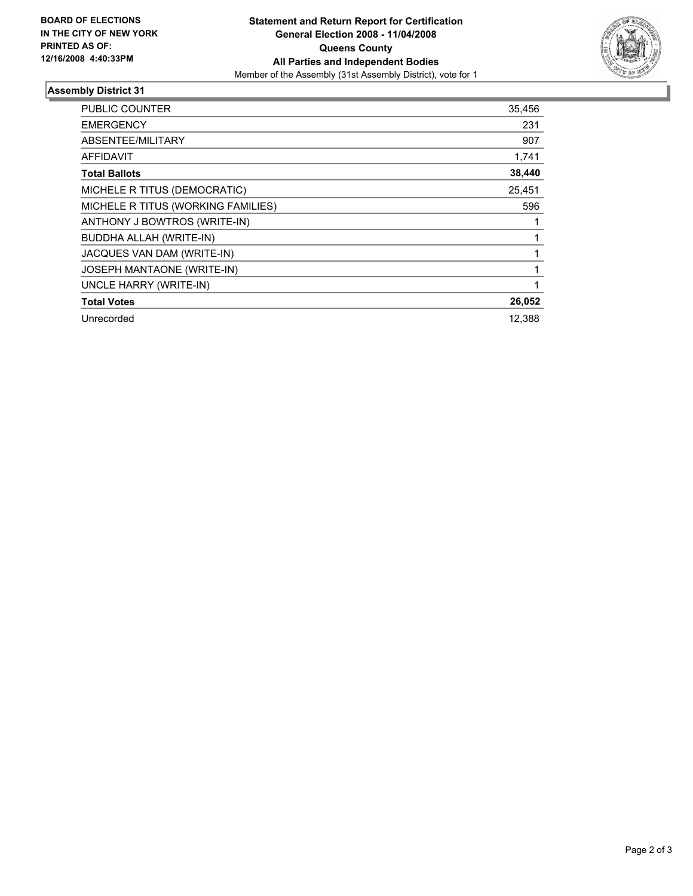**BOARD OF ELECTIONS IN THE CITY OF NEW YORK PRINTED AS OF: 12/16/2008 4:40:33PM**

**Statement and Return Report for Certification**
**General Election 2008 - 11/04/2008**
**Queens County**
**All Parties and Independent Bodies**
Member of the Assembly (31st Assembly District), vote for 1

## Assembly District 31

| | |
|---|---|
| PUBLIC COUNTER | 35,456 |
| EMERGENCY | 231 |
| ABSENTEE/MILITARY | 907 |
| AFFIDAVIT | 1,741 |
| **Total Ballots** | **38,440** |
| MICHELE R TITUS (DEMOCRATIC) | 25,451 |
| MICHELE R TITUS (WORKING FAMILIES) | 596 |
| ANTHONY J BOWTROS (WRITE-IN) | 1 |
| BUDDHA ALLAH (WRITE-IN) | 1 |
| JACQUES VAN DAM (WRITE-IN) | 1 |
| JOSEPH MANTAONE (WRITE-IN) | 1 |
| UNCLE HARRY (WRITE-IN) | 1 |
| **Total Votes** | **26,052** |
| Unrecorded | 12,388 |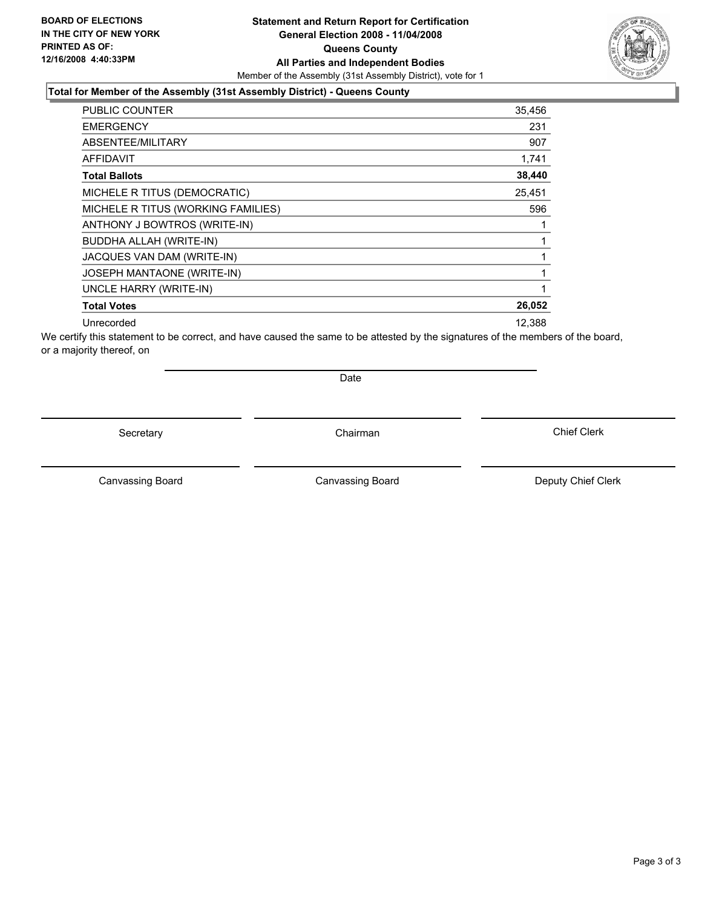**BOARD OF ELECTIONS IN THE CITY OF NEW YORK**
**PRINTED AS OF: 12/16/2008 4:40:33PM**

**Statement and Return Report for Certification**
**General Election 2008 - 11/04/2008**
**Queens County**
**All Parties and Independent Bodies**
Member of the Assembly (31st Assembly District), vote for 1

**Total for Member of the Assembly (31st Assembly District) - Queens County**

| | |
|---|---|
| PUBLIC COUNTER | 35,456 |
| EMERGENCY | 231 |
| ABSENTEE/MILITARY | 907 |
| AFFIDAVIT | 1,741 |
| **Total Ballots** | **38,440** |
| MICHELE R TITUS (DEMOCRATIC) | 25,451 |
| MICHELE R TITUS (WORKING FAMILIES) | 596 |
| ANTHONY J BOWTROS (WRITE-IN) | 1 |
| BUDDHA ALLAH (WRITE-IN) | 1 |
| JACQUES VAN DAM (WRITE-IN) | 1 |
| JOSEPH MANTAONE (WRITE-IN) | 1 |
| UNCLE HARRY (WRITE-IN) | 1 |
| **Total Votes** | **26,052** |
| Unrecorded | 12,388 |

We certify this statement to be correct, and have caused the same to be attested by the signatures of the members of the board, or a majority thereof, on

Date

Secretary | Chairman | Chief Clerk

Canvassing Board | Canvassing Board | Deputy Chief Clerk